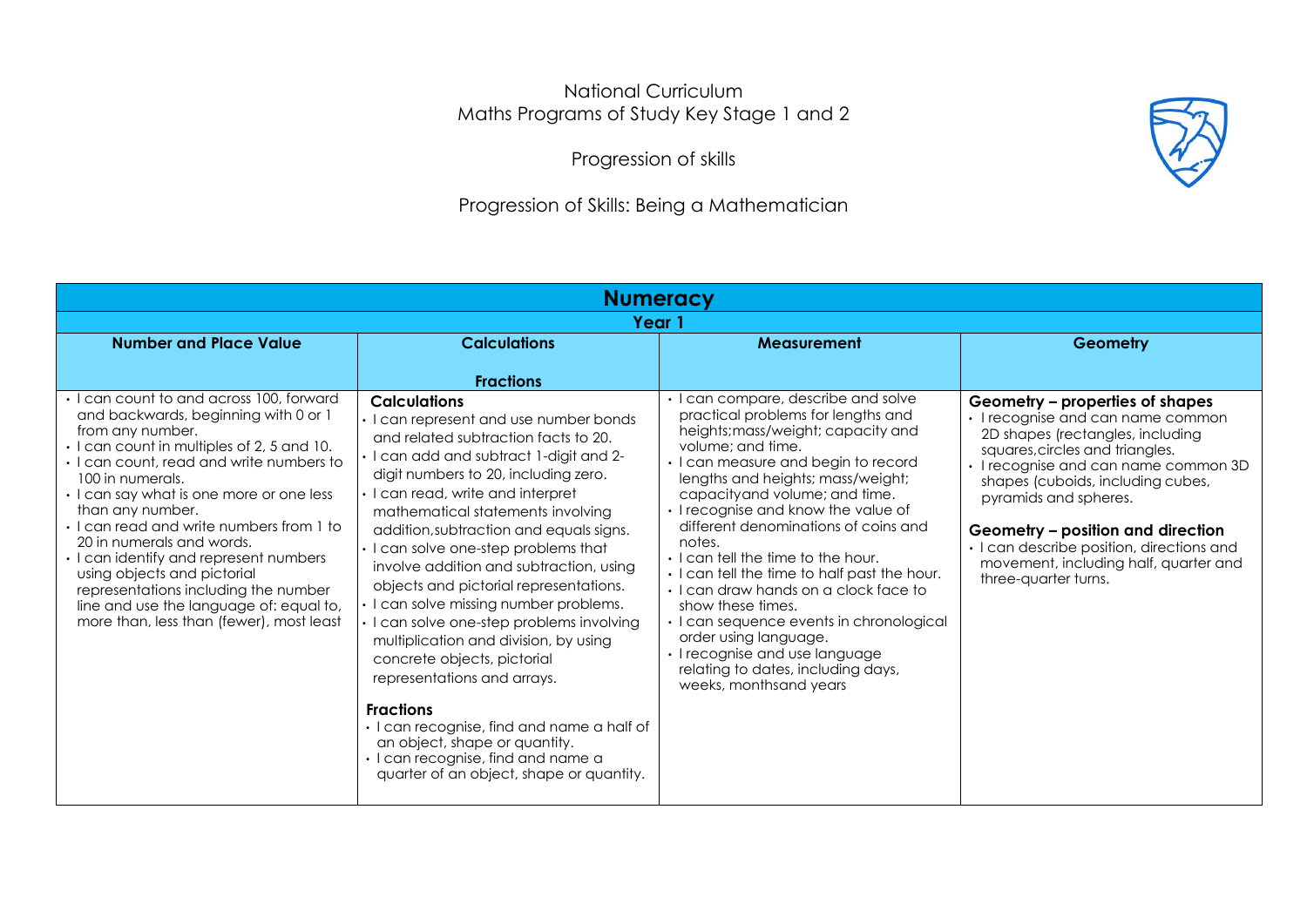# National Curriculum
# Maths Programs of Study Key Stage 1 and 2

## Progression of skills

## Progression of Skills: Being a Mathematician

| **Numeracy** | | | |
|---|---|---|---|
| **Year 1** | | | |
| **Number and Place Value** | **Calculations**<br><br>**Fractions** | **Measurement** | **Geometry** |
| • I can count to and across 100, forward and backwards, beginning with 0 or 1 from any number.<br>• I can count in multiples of 2, 5 and 10.<br>• I can count, read and write numbers to 100 in numerals.<br>• I can say what is one more or one less than any number.<br>• I can read and write numbers from 1 to 20 in numerals and words.<br>• I can identify and represent numbers using objects and pictorial representations including the number line and use the language of: equal to, more than, less than (fewer), most least | **Calculations**<br>• I can represent and use number bonds and related subtraction facts to 20.<br>• I can add and subtract 1-digit and 2-digit numbers to 20, including zero.<br>• I can read, write and interpret mathematical statements involving addition,subtraction and equals signs.<br>• I can solve one-step problems that involve addition and subtraction, using objects and pictorial representations.<br>• I can solve missing number problems.<br>• I can solve one-step problems involving multiplication and division, by using concrete objects, pictorial representations and arrays.<br><br>**Fractions**<br>• I can recognise, find and name a half of an object, shape or quantity.<br>• I can recognise, find and name a quarter of an object, shape or quantity. | • I can compare, describe and solve practical problems for lengths and heights;mass/weight; capacity and volume; and time.<br>• I can measure and begin to record lengths and heights; mass/weight; capacityand volume; and time.<br>• I recognise and know the value of different denominations of coins and notes.<br>• I can tell the time to the hour.<br>• I can tell the time to half past the hour.<br>• I can draw hands on a clock face to show these times.<br>• I can sequence events in chronological order using language.<br>• I recognise and use language relating to dates, including days, weeks, monthsand years | **Geometry – properties of shapes**<br>• I recognise and can name common 2D shapes (rectangles, including squares,circles and triangles.<br>• I recognise and can name common 3D shapes (cuboids, including cubes, pyramids and spheres.<br><br>**Geometry – position and direction**<br>• I can describe position, directions and movement, including half, quarter and three-quarter turns. |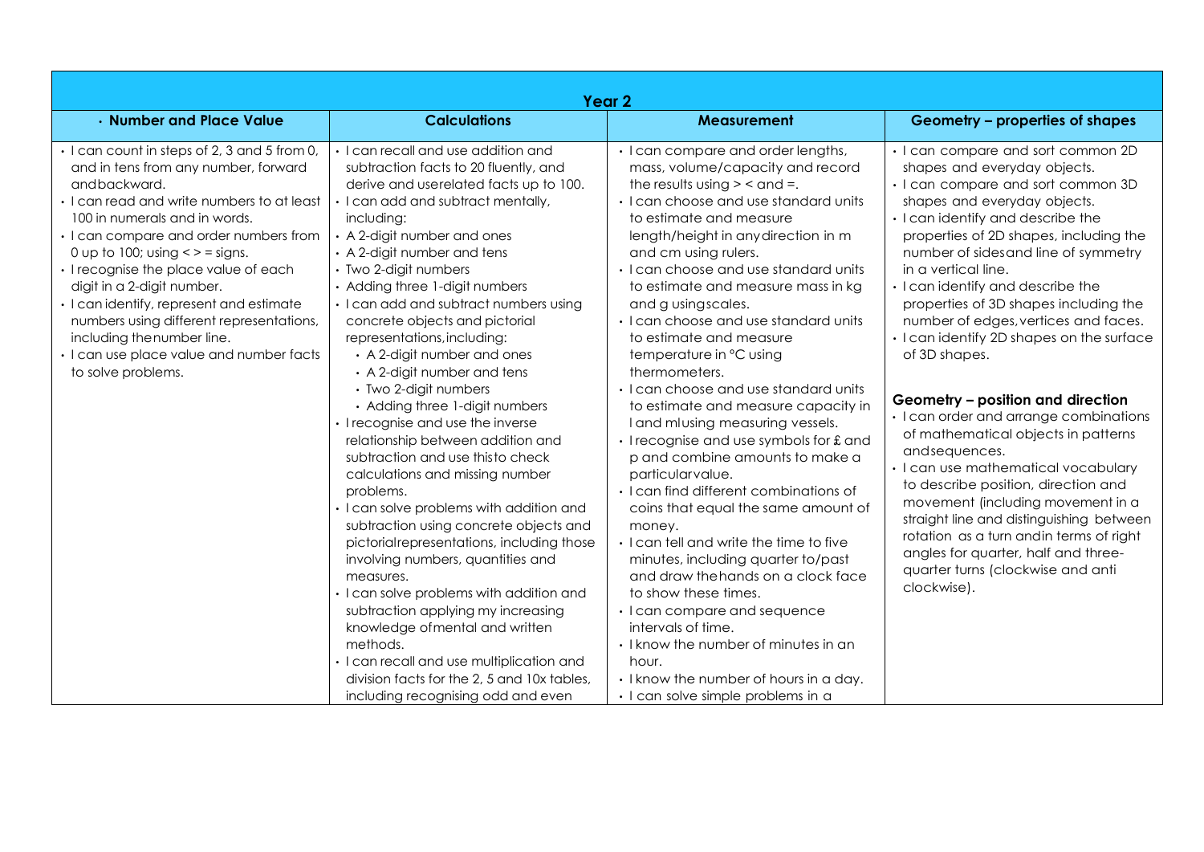| Year 2 | | | |
|---|---|---|---|
| **· Number and Place Value** | **Calculations** | **Measurement** | **Geometry – properties of shapes** |
| · I can count in steps of 2, 3 and 5 from 0, and in tens from any number, forward andbackward.<br>· I can read and write numbers to at least 100 in numerals and in words.<br>· I can compare and order numbers from 0 up to 100; using < > = signs.<br>· I recognise the place value of each digit in a 2-digit number.<br>· I can identify, represent and estimate numbers using different representations, including thenumber line.<br>· I can use place value and number facts to solve problems. | · I can recall and use addition and subtraction facts to 20 fluently, and derive and userelated facts up to 100.<br>· I can add and subtract mentally, including:<br>· A 2-digit number and ones<br>· A 2-digit number and tens<br>· Two 2-digit numbers<br>· Adding three 1-digit numbers<br>· I can add and subtract numbers using concrete objects and pictorial representations,including:<br>  · A 2-digit number and ones<br>  · A 2-digit number and tens<br>  · Two 2-digit numbers<br>  · Adding three 1-digit numbers<br>· I recognise and use the inverse relationship between addition and subtraction and use thisto check calculations and missing number problems.<br>· I can solve problems with addition and subtraction using concrete objects and pictorialrepresentations, including those involving numbers, quantities and measures.<br>· I can solve problems with addition and subtraction applying my increasing knowledge ofmental and written methods.<br>· I can recall and use multiplication and division facts for the 2, 5 and 10x tables, including recognising odd and even | · I can compare and order lengths, mass, volume/capacity and record the results using > < and =.<br>· I can choose and use standard units to estimate and measure length/height in anydirection in m and cm using rulers.<br>· I can choose and use standard units to estimate and measure mass in kg and g usingscales.<br>· I can choose and use standard units to estimate and measure temperature in °C using thermometers.<br>· I can choose and use standard units to estimate and measure capacity in l and mlusing measuring vessels.<br>· I recognise and use symbols for £ and p and combine amounts to make a particularvalue.<br>· I can find different combinations of coins that equal the same amount of money.<br>· I can tell and write the time to five minutes, including quarter to/past and draw thehands on a clock face to show these times.<br>· I can compare and sequence intervals of time.<br>· I know the number of minutes in an hour.<br>· I know the number of hours in a day.<br>· I can solve simple problems in a | · I can compare and sort common 2D shapes and everyday objects.<br>· I can compare and sort common 3D shapes and everyday objects.<br>· I can identify and describe the properties of 2D shapes, including the number of sidesand line of symmetry in a vertical line.<br>· I can identify and describe the properties of 3D shapes including the number of edges,vertices and faces.<br>· I can identify 2D shapes on the surface of 3D shapes.<br><br>**Geometry – position and direction**<br>· I can order and arrange combinations of mathematical objects in patterns andsequences.<br>· I can use mathematical vocabulary to describe position, direction and movement (including movement in a straight line and distinguishing between rotation as a turn andin terms of right angles for quarter, half and three-quarter turns (clockwise and anti clockwise). |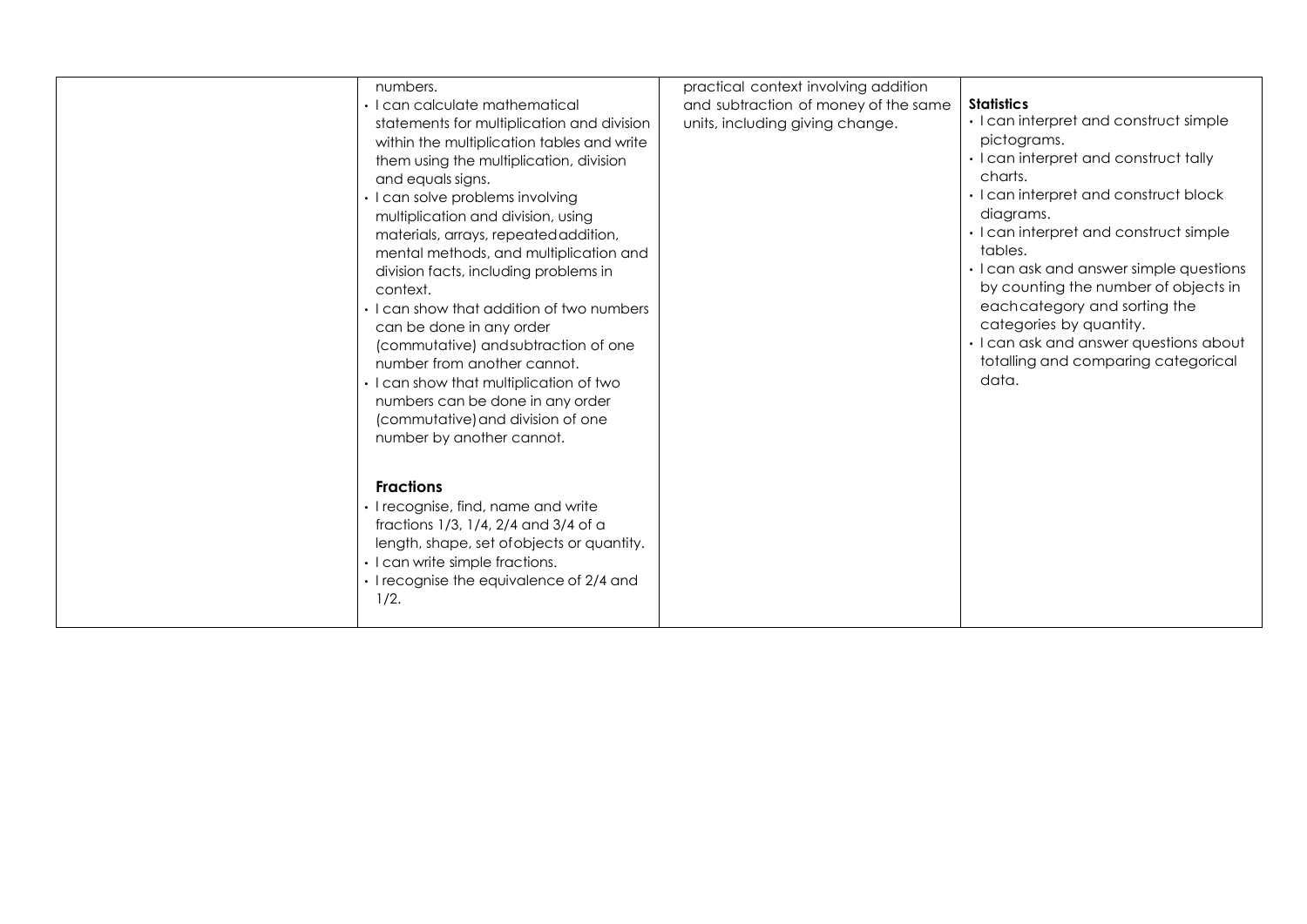| | | | |
|---|---|---|---|
| | numbers.<br>• I can calculate mathematical statements for multiplication and division within the multiplication tables and write them using the multiplication, division and equals signs.<br>• I can solve problems involving multiplication and division, using materials, arrays, repeated addition, mental methods, and multiplication and division facts, including problems in context.<br>• I can show that addition of two numbers can be done in any order (commutative) and subtraction of one number from another cannot.<br>• I can show that multiplication of two numbers can be done in any order (commutative) and division of one number by another cannot.<br><br>**Fractions**<br>• I recognise, find, name and write fractions 1/3, 1/4, 2/4 and 3/4 of a length, shape, set of objects or quantity.<br>• I can write simple fractions.<br>• I recognise the equivalence of 2/4 and 1/2. | practical context involving addition and subtraction of money of the same units, including giving change. | **Statistics**<br>• I can interpret and construct simple pictograms.<br>• I can interpret and construct tally charts.<br>• I can interpret and construct block diagrams.<br>• I can interpret and construct simple tables.<br>• I can ask and answer simple questions by counting the number of objects in each category and sorting the categories by quantity.<br>• I can ask and answer questions about totalling and comparing categorical data. |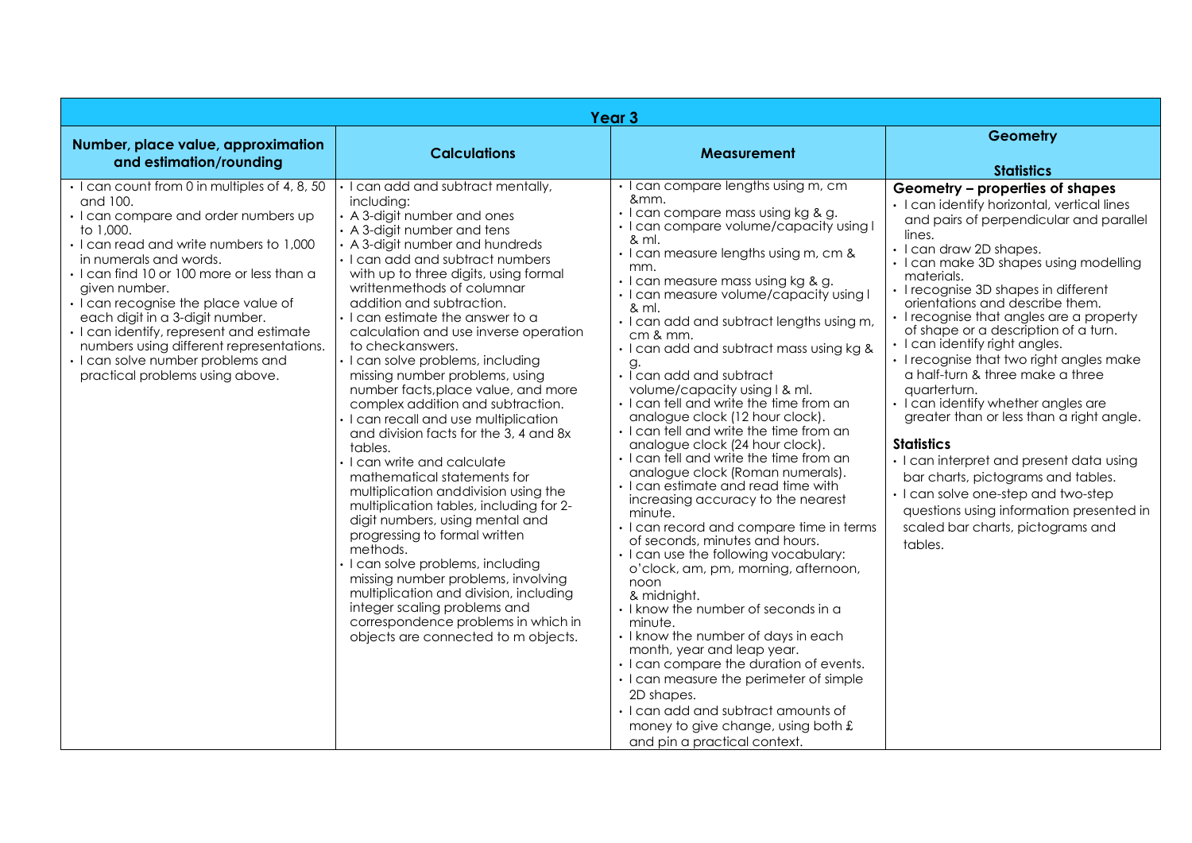| Year 3 | | | |
|---|---|---|---|
| **Number, place value, approximation and estimation/rounding** | **Calculations** | **Measurement** | **Geometry**<br><br>**Statistics** |
| • I can count from 0 in multiples of 4, 8, 50 and 100.<br>• I can compare and order numbers up to 1,000.<br>• I can read and write numbers to 1,000 in numerals and words.<br>• I can find 10 or 100 more or less than a given number.<br>• I can recognise the place value of each digit in a 3-digit number.<br>• I can identify, represent and estimate numbers using different representations.<br>• I can solve number problems and practical problems using above. | • I can add and subtract mentally, including:<br>• A 3-digit number and ones<br>• A 3-digit number and tens<br>• A 3-digit number and hundreds<br>• I can add and subtract numbers with up to three digits, using formal writtenmethods of columnar addition and subtraction.<br>• I can estimate the answer to a calculation and use inverse operation to checkanswers.<br>• I can solve problems, including missing number problems, using number facts,place value, and more complex addition and subtraction.<br>• I can recall and use multiplication and division facts for the 3, 4 and 8x tables.<br>• I can write and calculate mathematical statements for multiplication anddivision using the multiplication tables, including for 2-digit numbers, using mental and progressing to formal written methods.<br>• I can solve problems, including missing number problems, involving multiplication and division, including integer scaling problems and correspondence problems in which in objects are connected to m objects. | • I can compare lengths using m, cm &mm.<br>• I can compare mass using kg & g.<br>• I can compare volume/capacity using l & ml.<br>• I can measure lengths using m, cm & mm.<br>• I can measure mass using kg & g.<br>• I can measure volume/capacity using l & ml.<br>• I can add and subtract lengths using m, cm & mm.<br>• I can add and subtract mass using kg & g.<br>• I can add and subtract volume/capacity using l & ml.<br>• I can tell and write the time from an analogue clock (12 hour clock).<br>• I can tell and write the time from an analogue clock (24 hour clock).<br>• I can tell and write the time from an analogue clock (Roman numerals).<br>• I can estimate and read time with increasing accuracy to the nearest minute.<br>• I can record and compare time in terms of seconds, minutes and hours.<br>• I can use the following vocabulary: o'clock, am, pm, morning, afternoon, noon & midnight.<br>• I know the number of seconds in a minute.<br>• I know the number of days in each month, year and leap year.<br>• I can compare the duration of events.<br>• I can measure the perimeter of simple 2D shapes.<br>• I can add and subtract amounts of money to give change, using both £ and pin a practical context. | **Geometry – properties of shapes**<br>• I can identify horizontal, vertical lines and pairs of perpendicular and parallel lines.<br>• I can draw 2D shapes.<br>• I can make 3D shapes using modelling materials.<br>• I recognise 3D shapes in different orientations and describe them.<br>• I recognise that angles are a property of shape or a description of a turn.<br>• I can identify right angles.<br>• I recognise that two right angles make a half-turn & three make a three quarterturn.<br>• I can identify whether angles are greater than or less than a right angle.<br><br>**Statistics**<br>• I can interpret and present data using bar charts, pictograms and tables.<br>• I can solve one-step and two-step questions using information presented in scaled bar charts, pictograms and tables. |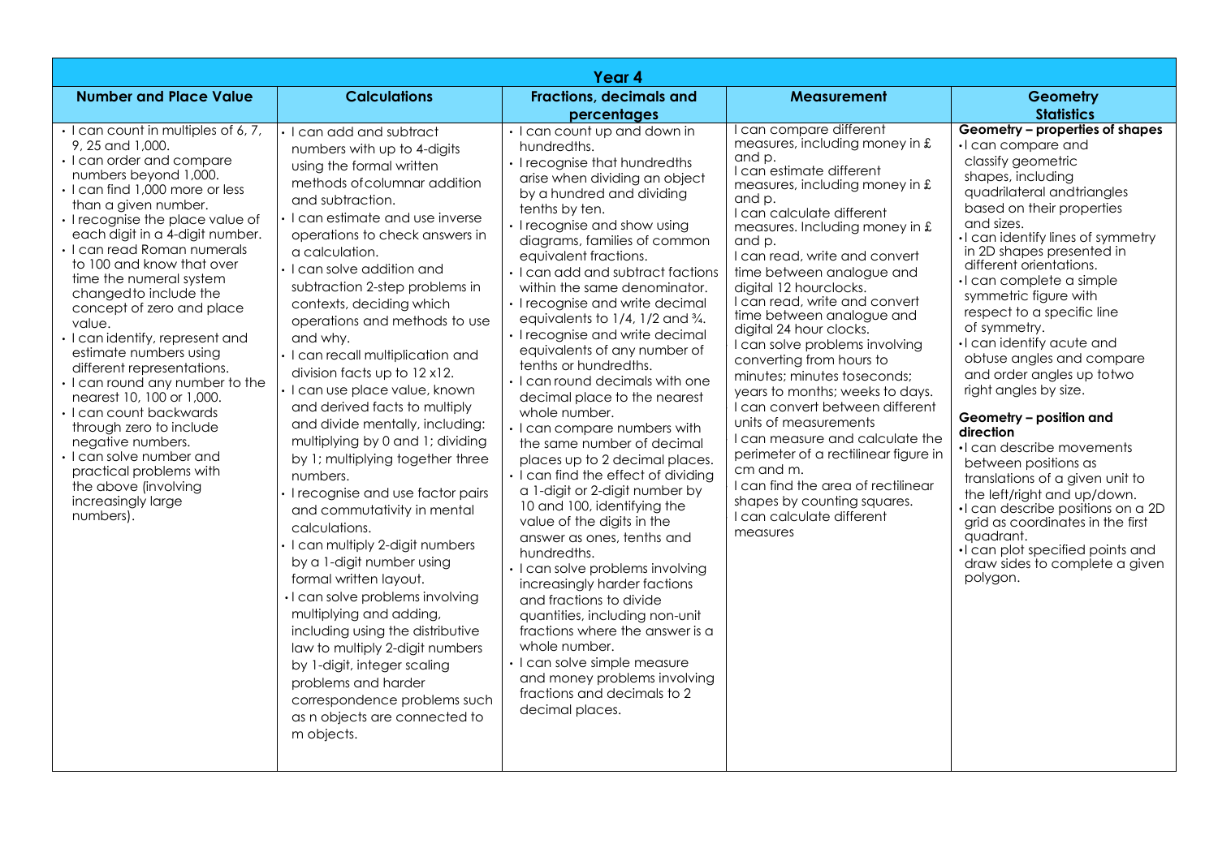| Year 4 | | | | |
|---|---|---|---|---|
| **Number and Place Value** | **Calculations** | **Fractions, decimals and percentages** | **Measurement** | **Geometry Statistics** |
| • I can count in multiples of 6, 7, 9, 25 and 1,000.<br>• I can order and compare numbers beyond 1,000.<br>• I can find 1,000 more or less than a given number.<br>• I recognise the place value of each digit in a 4-digit number.<br>• I can read Roman numerals to 100 and know that over time the numeral system changedto include the concept of zero and place value.<br>• I can identify, represent and estimate numbers using different representations.<br>• I can round any number to the nearest 10, 100 or 1,000.<br>• I can count backwards through zero to include negative numbers.<br>• I can solve number and practical problems with the above (involving increasingly large numbers). | • I can add and subtract numbers with up to 4-digits using the formal written methods ofcolumnar addition and subtraction.<br>• I can estimate and use inverse operations to check answers in a calculation.<br>• I can solve addition and subtraction 2-step problems in contexts, deciding which operations and methods to use and why.<br>• I can recall multiplication and division facts up to 12 x12.<br>• I can use place value, known and derived facts to multiply and divide mentally, including: multiplying by 0 and 1; dividing by 1; multiplying together three numbers.<br>• I recognise and use factor pairs and commutativity in mental calculations.<br>• I can multiply 2-digit numbers by a 1-digit number using formal written layout.<br>• I can solve problems involving multiplying and adding, including using the distributive law to multiply 2-digit numbers by 1-digit, integer scaling problems and harder correspondence problems such as n objects are connected to m objects. | • I can count up and down in hundredths.<br>• I recognise that hundredths arise when dividing an object by a hundred and dividing tenths by ten.<br>• I recognise and show using diagrams, families of common equivalent fractions.<br>• I can add and subtract factions within the same denominator.<br>• I recognise and write decimal equivalents to 1/4, 1/2 and ¾.<br>• I recognise and write decimal equivalents of any number of tenths or hundredths.<br>• I can round decimals with one decimal place to the nearest whole number.<br>• I can compare numbers with the same number of decimal places up to 2 decimal places.<br>• I can find the effect of dividing a 1-digit or 2-digit number by 10 and 100, identifying the value of the digits in the answer as ones, tenths and hundredths.<br>• I can solve problems involving increasingly harder factions and fractions to divide quantities, including non-unit fractions where the answer is a whole number.<br>• I can solve simple measure and money problems involving fractions and decimals to 2 decimal places. | I can compare different measures, including money in £ and p.<br>I can estimate different measures, including money in £ and p.<br>I can calculate different measures. Including money in £ and p.<br>I can read, write and convert time between analogue and digital 12 hourclocks.<br>I can read, write and convert time between analogue and digital 24 hour clocks.<br>I can solve problems involving converting from hours to minutes; minutes toseconds; years to months; weeks to days.<br>I can convert between different units of measurements<br>I can measure and calculate the perimeter of a rectilinear figure in cm and m.<br>I can find the area of rectilinear shapes by counting squares.<br>I can calculate different measures | **Geometry – properties of shapes**<br>•I can compare and classify geometric shapes, including quadrilateral andtriangles based on their properties and sizes.<br>•I can identify lines of symmetry in 2D shapes presented in different orientations.<br>•I can complete a simple symmetric figure with respect to a specific line of symmetry.<br>•I can identify acute and obtuse angles and compare and order angles up totwo right angles by size.<br><br>**Geometry – position and direction**<br>•I can describe movements between positions as translations of a given unit to the left/right and up/down.<br>•I can describe positions on a 2D grid as coordinates in the first quadrant.<br>•I can plot specified points and draw sides to complete a given polygon. |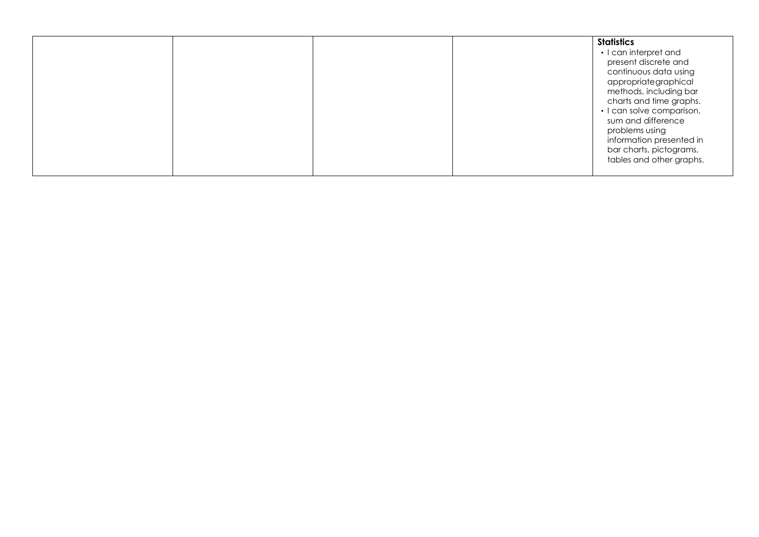| | | | | |
|---|---|---|---|---|
| | | | | **Statistics**<br>• I can interpret and present discrete and continuous data using appropriategraphical methods, including bar charts and time graphs.<br>• I can solve comparison, sum and difference problems using information presented in bar charts, pictograms, tables and other graphs. |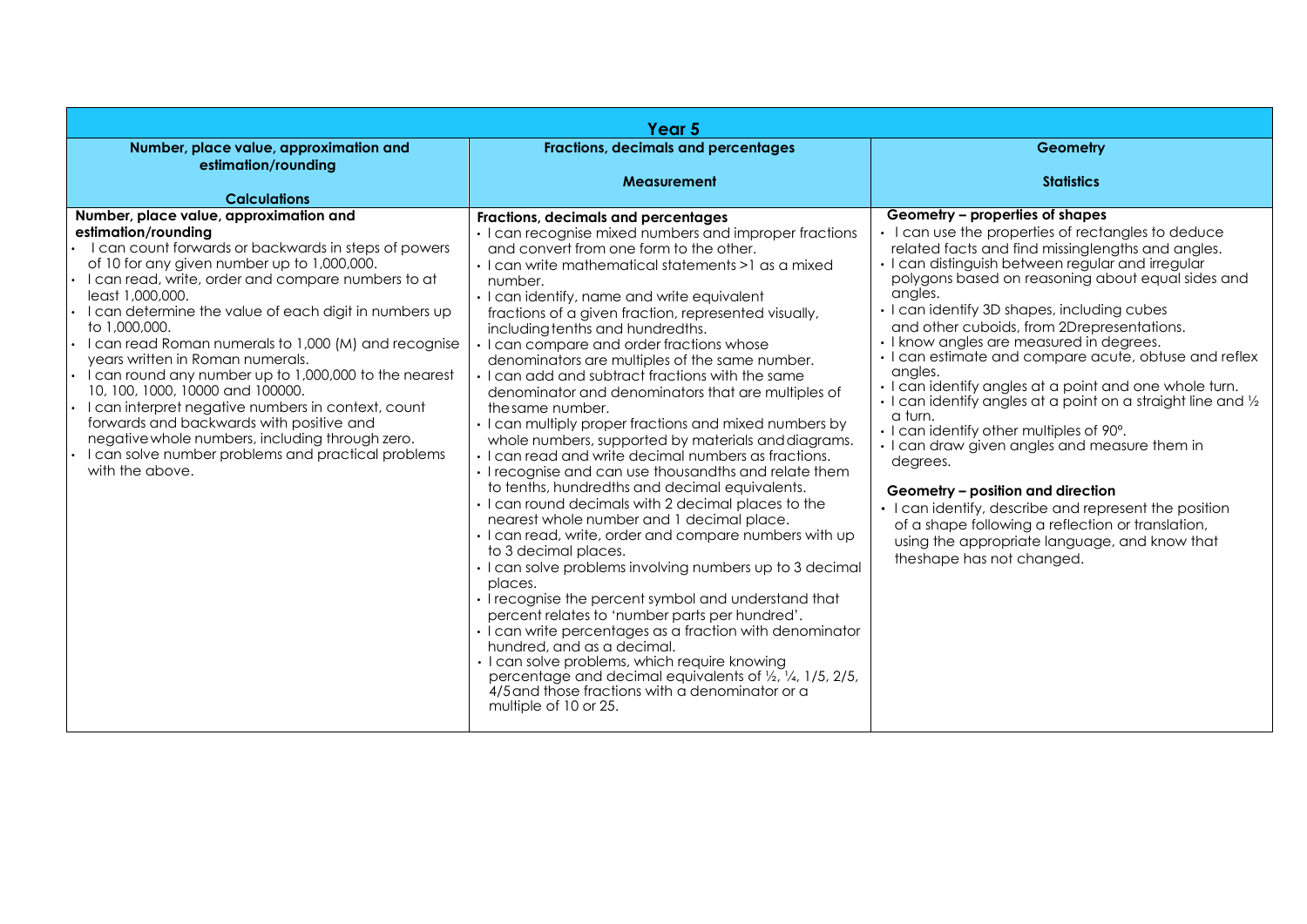| Year 5 | | |
|---|---|---|
| **Number, place value, approximation and estimation/rounding**<br><br>**Calculations** | **Fractions, decimals and percentages**<br><br>**Measurement** | **Geometry**<br><br>**Statistics** |
| **Number, place value, approximation and estimation/rounding**<br>• I can count forwards or backwards in steps of powers of 10 for any given number up to 1,000,000.<br>• I can read, write, order and compare numbers to at least 1,000,000.<br>• I can determine the value of each digit in numbers up to 1,000,000.<br>• I can read Roman numerals to 1,000 (M) and recognise years written in Roman numerals.<br>• I can round any number up to 1,000,000 to the nearest 10, 100, 1000, 10000 and 100000.<br>• I can interpret negative numbers in context, count forwards and backwards with positive and negative whole numbers, including through zero.<br>• I can solve number problems and practical problems with the above. | **Fractions, decimals and percentages**<br>• I can recognise mixed numbers and improper fractions and convert from one form to the other.<br>• I can write mathematical statements >1 as a mixed number.<br>• I can identify, name and write equivalent fractions of a given fraction, represented visually, including tenths and hundredths.<br>• I can compare and order fractions whose denominators are multiples of the same number.<br>• I can add and subtract fractions with the same denominator and denominators that are multiples of the same number.<br>• I can multiply proper fractions and mixed numbers by whole numbers, supported by materials and diagrams.<br>• I can read and write decimal numbers as fractions.<br>• I recognise and can use thousandths and relate them to tenths, hundredths and decimal equivalents.<br>• I can round decimals with 2 decimal places to the nearest whole number and 1 decimal place.<br>• I can read, write, order and compare numbers with up to 3 decimal places.<br>• I can solve problems involving numbers up to 3 decimal places.<br>• I recognise the percent symbol and understand that percent relates to 'number parts per hundred'.<br>• I can write percentages as a fraction with denominator hundred, and as a decimal.<br>• I can solve problems, which require knowing percentage and decimal equivalents of ½, ¼, 1/5, 2/5, 4/5 and those fractions with a denominator or a multiple of 10 or 25. | **Geometry – properties of shapes**<br>• I can use the properties of rectangles to deduce related facts and find missing lengths and angles.<br>• I can distinguish between regular and irregular polygons based on reasoning about equal sides and angles.<br>• I can identify 3D shapes, including cubes and other cuboids, from 2D representations.<br>• I know angles are measured in degrees.<br>• I can estimate and compare acute, obtuse and reflex angles.<br>• I can identify angles at a point and one whole turn.<br>• I can identify angles at a point on a straight line and ½ a turn.<br>• I can identify other multiples of 90°.<br>• I can draw given angles and measure them in degrees.<br><br>**Geometry – position and direction**<br>• I can identify, describe and represent the position of a shape following a reflection or translation, using the appropriate language, and know that the shape has not changed. |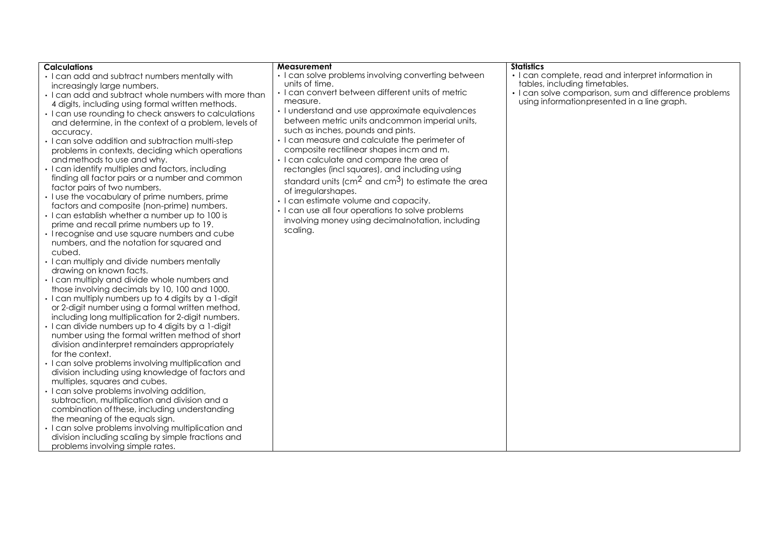| Calculations | Measurement | Statistics |
| --- | --- | --- |
| • I can add and subtract numbers mentally with increasingly large numbers.<br>• I can add and subtract whole numbers with more than 4 digits, including using formal written methods.<br>• I can use rounding to check answers to calculations and determine, in the context of a problem, levels of accuracy.<br>• I can solve addition and subtraction multi-step problems in contexts, deciding which operations and methods to use and why.<br>• I can identify multiples and factors, including finding all factor pairs or a number and common factor pairs of two numbers.<br>• I use the vocabulary of prime numbers, prime factors and composite (non-prime) numbers.<br>• I can establish whether a number up to 100 is prime and recall prime numbers up to 19.<br>• I recognise and use square numbers and cube numbers, and the notation for squared and cubed.<br>• I can multiply and divide numbers mentally drawing on known facts.<br>• I can multiply and divide whole numbers and those involving decimals by 10, 100 and 1000.<br>• I can multiply numbers up to 4 digits by a 1-digit or 2-digit number using a formal written method, including long multiplication for 2-digit numbers.<br>• I can divide numbers up to 4 digits by a 1-digit number using the formal written method of short division and interpret remainders appropriately for the context.<br>• I can solve problems involving multiplication and division including using knowledge of factors and multiples, squares and cubes.<br>• I can solve problems involving addition, subtraction, multiplication and division and a combination of these, including understanding the meaning of the equals sign.<br>• I can solve problems involving multiplication and division including scaling by simple fractions and problems involving simple rates. | • I can solve problems involving converting between units of time.<br>• I can convert between different units of metric measure.<br>• I understand and use approximate equivalences between metric units and common imperial units, such as inches, pounds and pints.<br>• I can measure and calculate the perimeter of composite rectilinear shapes in cm and m.<br>• I can calculate and compare the area of rectangles (incl squares), and including using standard units ($cm^2$ and $cm^3$) to estimate the area of irregular shapes.<br>• I can estimate volume and capacity.<br>• I can use all four operations to solve problems involving money using decimal notation, including scaling. | • I can complete, read and interpret information in tables, including timetables.<br>• I can solve comparison, sum and difference problems using information presented in a line graph. |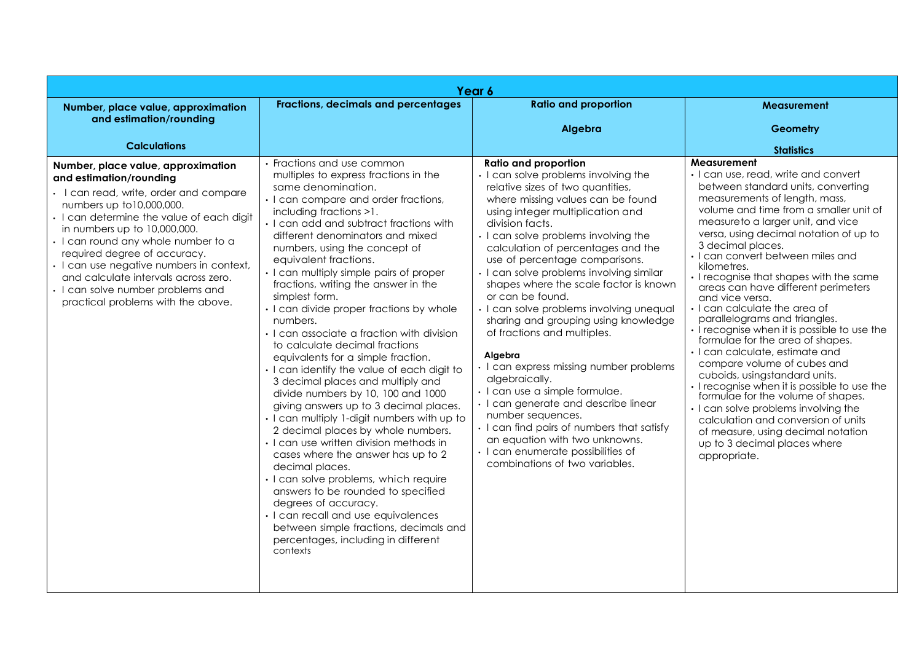| Year 6 | | | |
|---|---|---|---|
| **Number, place value, approximation and estimation/rounding**<br><br>**Calculations** | **Fractions, decimals and percentages** | **Ratio and proportion**<br><br>**Algebra** | **Measurement**<br><br>**Geometry**<br><br>**Statistics** |
| **Number, place value, approximation and estimation/rounding**<br>• I can read, write, order and compare numbers up to10,000,000.<br>• I can determine the value of each digit in numbers up to 10,000,000.<br>• I can round any whole number to a required degree of accuracy.<br>• I can use negative numbers in context, and calculate intervals across zero.<br>• I can solve number problems and practical problems with the above. | • Fractions and use common multiples to express fractions in the same denomination.<br>• I can compare and order fractions, including fractions >1.<br>• I can add and subtract fractions with different denominators and mixed numbers, using the concept of equivalent fractions.<br>• I can multiply simple pairs of proper fractions, writing the answer in the simplest form.<br>• I can divide proper fractions by whole numbers.<br>• I can associate a fraction with division to calculate decimal fractions equivalents for a simple fraction.<br>• I can identify the value of each digit to 3 decimal places and multiply and divide numbers by 10, 100 and 1000 giving answers up to 3 decimal places.<br>• I can multiply 1-digit numbers with up to 2 decimal places by whole numbers.<br>• I can use written division methods in cases where the answer has up to 2 decimal places.<br>• I can solve problems, which require answers to be rounded to specified degrees of accuracy.<br>• I can recall and use equivalences between simple fractions, decimals and percentages, including in different contexts | **Ratio and proportion**<br>• I can solve problems involving the relative sizes of two quantities, where missing values can be found using integer multiplication and division facts.<br>• I can solve problems involving the calculation of percentages and the use of percentage comparisons.<br>• I can solve problems involving similar shapes where the scale factor is known or can be found.<br>• I can solve problems involving unequal sharing and grouping using knowledge of fractions and multiples.<br><br>**Algebra**<br>• I can express missing number problems algebraically.<br>• I can use a simple formulae.<br>• I can generate and describe linear number sequences.<br>• I can find pairs of numbers that satisfy an equation with two unknowns.<br>• I can enumerate possibilities of combinations of two variables. | **Measurement**<br>• I can use, read, write and convert between standard units, converting measurements of length, mass, volume and time from a smaller unit of measureto a larger unit, and vice versa, using decimal notation of up to 3 decimal places.<br>• I can convert between miles and kilometres.<br>• I recognise that shapes with the same areas can have different perimeters and vice versa.<br>• I can calculate the area of parallelograms and triangles.<br>• I recognise when it is possible to use the formulae for the area of shapes.<br>• I can calculate, estimate and compare volume of cubes and cuboids, usingstandard units.<br>• I recognise when it is possible to use the formulae for the volume of shapes.<br>• I can solve problems involving the calculation and conversion of units of measure, using decimal notation up to 3 decimal places where appropriate. |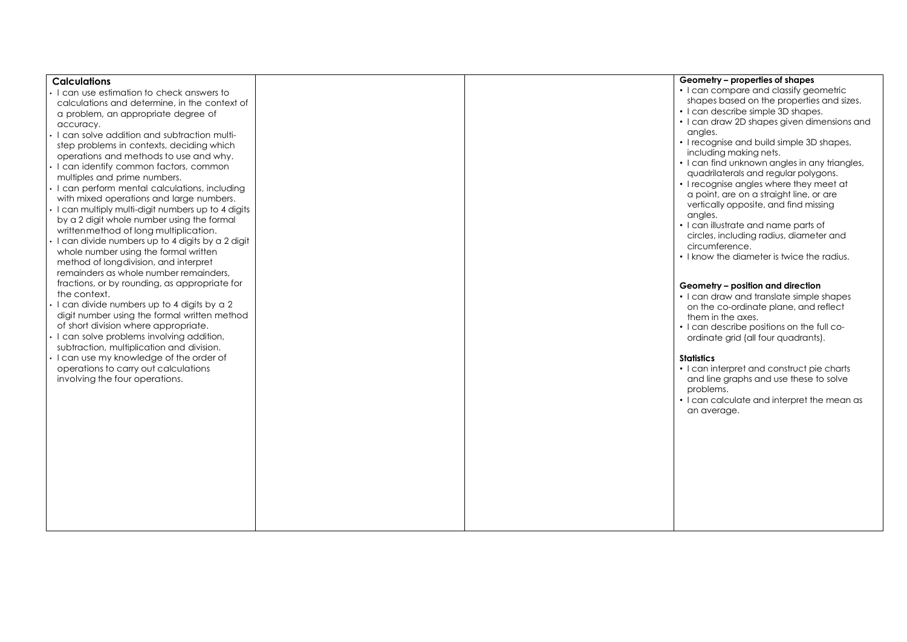| | | | |
|---|---|---|---|
| **Calculations**<br>• I can use estimation to check answers to calculations and determine, in the context of a problem, an appropriate degree of accuracy.<br>• I can solve addition and subtraction multi-step problems in contexts, deciding which operations and methods to use and why.<br>• I can identify common factors, common multiples and prime numbers.<br>• I can perform mental calculations, including with mixed operations and large numbers.<br>• I can multiply multi-digit numbers up to 4 digits by a 2 digit whole number using the formal written method of long multiplication.<br>• I can divide numbers up to 4 digits by a 2 digit whole number using the formal written method of long division, and interpret remainders as whole number remainders, fractions, or by rounding, as appropriate for the context.<br>• I can divide numbers up to 4 digits by a 2 digit number using the formal written method of short division where appropriate.<br>• I can solve problems involving addition, subtraction, multiplication and division.<br>• I can use my knowledge of the order of operations to carry out calculations involving the four operations. | | | **Geometry – properties of shapes**<br>• I can compare and classify geometric shapes based on the properties and sizes.<br>• I can describe simple 3D shapes.<br>• I can draw 2D shapes given dimensions and angles.<br>• I recognise and build simple 3D shapes, including making nets.<br>• I can find unknown angles in any triangles, quadrilaterals and regular polygons.<br>• I recognise angles where they meet at a point, are on a straight line, or are vertically opposite, and find missing angles.<br>• I can illustrate and name parts of circles, including radius, diameter and circumference.<br>• I know the diameter is twice the radius.<br><br>**Geometry – position and direction**<br>• I can draw and translate simple shapes on the co-ordinate plane, and reflect them in the axes.<br>• I can describe positions on the full co-ordinate grid (all four quadrants).<br><br>**Statistics**<br>• I can interpret and construct pie charts and line graphs and use these to solve problems.<br>• I can calculate and interpret the mean as an average. |